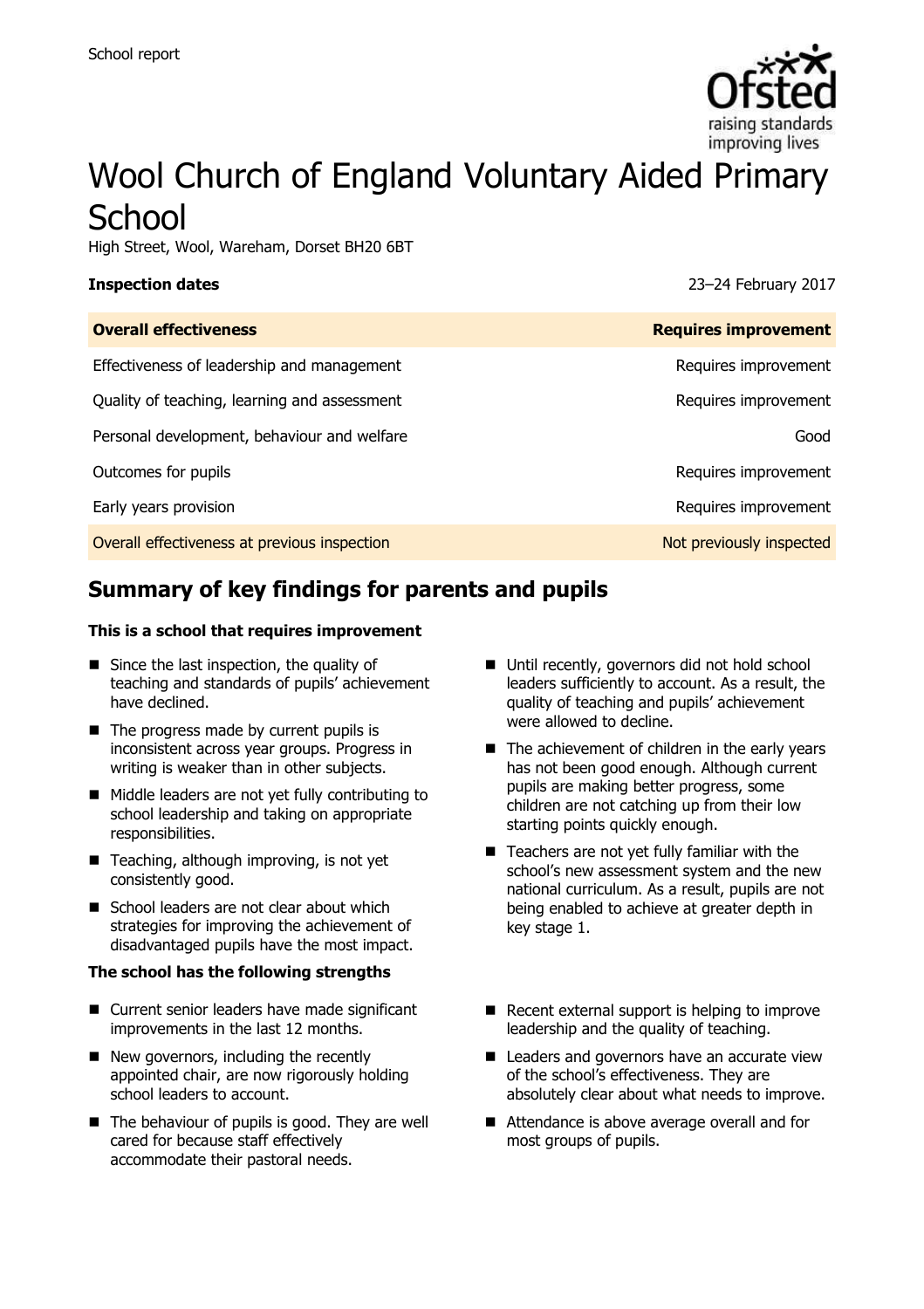School report

# Wool Church of England Voluntary Aided Primary School

High Street, Wool, Wareham, Dorset BH20 6BT

**Inspection dates** 23–24 February 2017

| **Overall effectiveness** | **Requires improvement** |
| --- | --- |
| Effectiveness of leadership and management | Requires improvement |
| Quality of teaching, learning and assessment | Requires improvement |
| Personal development, behaviour and welfare | Good |
| Outcomes for pupils | Requires improvement |
| Early years provision | Requires improvement |
| Overall effectiveness at previous inspection | Not previously inspected |

## Summary of key findings for parents and pupils

**This is a school that requires improvement**

- Since the last inspection, the quality of teaching and standards of pupils' achievement have declined.
- The progress made by current pupils is inconsistent across year groups. Progress in writing is weaker than in other subjects.
- Middle leaders are not yet fully contributing to school leadership and taking on appropriate responsibilities.
- Teaching, although improving, is not yet consistently good.
- School leaders are not clear about which strategies for improving the achievement of disadvantaged pupils have the most impact.
- Until recently, governors did not hold school leaders sufficiently to account. As a result, the quality of teaching and pupils' achievement were allowed to decline.
- The achievement of children in the early years has not been good enough. Although current pupils are making better progress, some children are not catching up from their low starting points quickly enough.
- Teachers are not yet fully familiar with the school's new assessment system and the new national curriculum. As a result, pupils are not being enabled to achieve at greater depth in key stage 1.

**The school has the following strengths**

- Current senior leaders have made significant improvements in the last 12 months.
- New governors, including the recently appointed chair, are now rigorously holding school leaders to account.
- The behaviour of pupils is good. They are well cared for because staff effectively accommodate their pastoral needs.
- Recent external support is helping to improve leadership and the quality of teaching.
- Leaders and governors have an accurate view of the school's effectiveness. They are absolutely clear about what needs to improve.
- Attendance is above average overall and for most groups of pupils.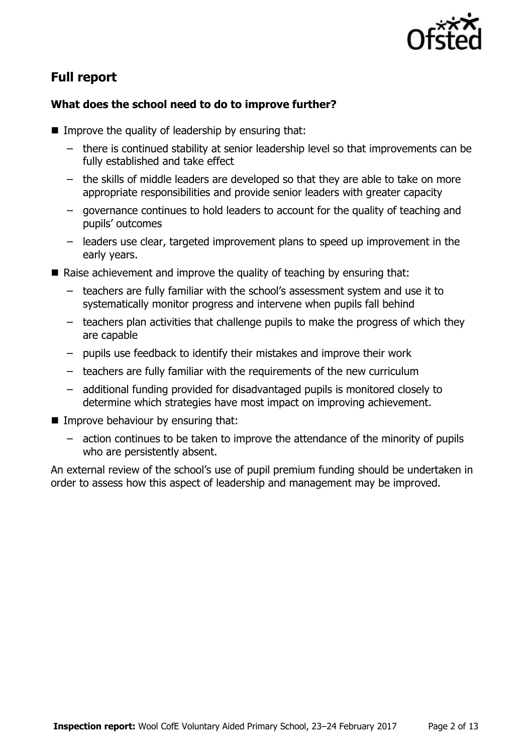## Full report

### What does the school need to do to improve further?

- Improve the quality of leadership by ensuring that:
  - there is continued stability at senior leadership level so that improvements can be fully established and take effect
  - the skills of middle leaders are developed so that they are able to take on more appropriate responsibilities and provide senior leaders with greater capacity
  - governance continues to hold leaders to account for the quality of teaching and pupils' outcomes
  - leaders use clear, targeted improvement plans to speed up improvement in the early years.
- Raise achievement and improve the quality of teaching by ensuring that:
  - teachers are fully familiar with the school's assessment system and use it to systematically monitor progress and intervene when pupils fall behind
  - teachers plan activities that challenge pupils to make the progress of which they are capable
  - pupils use feedback to identify their mistakes and improve their work
  - teachers are fully familiar with the requirements of the new curriculum
  - additional funding provided for disadvantaged pupils is monitored closely to determine which strategies have most impact on improving achievement.
- Improve behaviour by ensuring that:
  - action continues to be taken to improve the attendance of the minority of pupils who are persistently absent.

An external review of the school's use of pupil premium funding should be undertaken in order to assess how this aspect of leadership and management may be improved.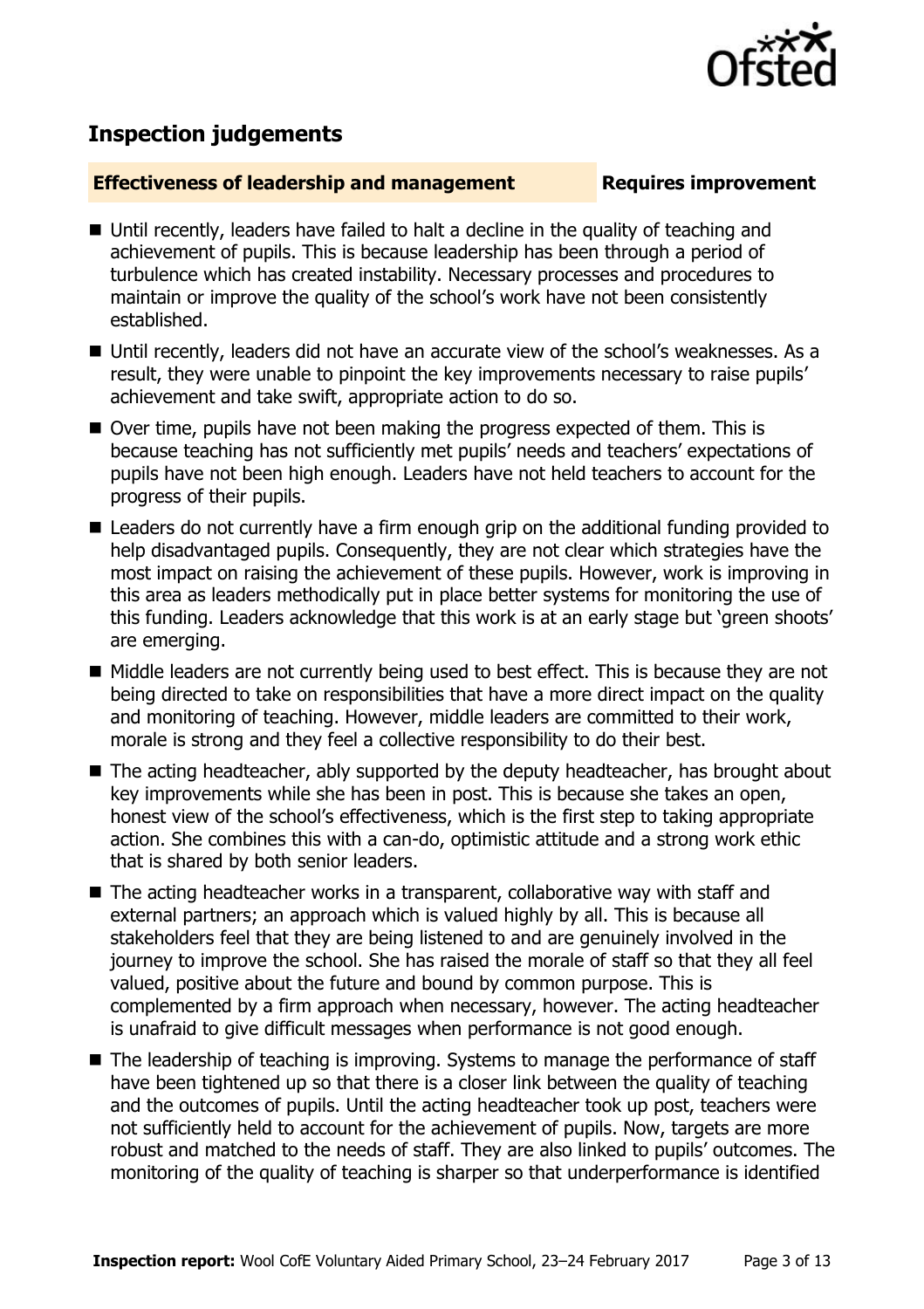## Inspection judgements

**Effectiveness of leadership and management** | **Requires improvement**

- Until recently, leaders have failed to halt a decline in the quality of teaching and achievement of pupils. This is because leadership has been through a period of turbulence which has created instability. Necessary processes and procedures to maintain or improve the quality of the school's work have not been consistently established.
- Until recently, leaders did not have an accurate view of the school's weaknesses. As a result, they were unable to pinpoint the key improvements necessary to raise pupils' achievement and take swift, appropriate action to do so.
- Over time, pupils have not been making the progress expected of them. This is because teaching has not sufficiently met pupils' needs and teachers' expectations of pupils have not been high enough. Leaders have not held teachers to account for the progress of their pupils.
- Leaders do not currently have a firm enough grip on the additional funding provided to help disadvantaged pupils. Consequently, they are not clear which strategies have the most impact on raising the achievement of these pupils. However, work is improving in this area as leaders methodically put in place better systems for monitoring the use of this funding. Leaders acknowledge that this work is at an early stage but 'green shoots' are emerging.
- Middle leaders are not currently being used to best effect. This is because they are not being directed to take on responsibilities that have a more direct impact on the quality and monitoring of teaching. However, middle leaders are committed to their work, morale is strong and they feel a collective responsibility to do their best.
- The acting headteacher, ably supported by the deputy headteacher, has brought about key improvements while she has been in post. This is because she takes an open, honest view of the school's effectiveness, which is the first step to taking appropriate action. She combines this with a can-do, optimistic attitude and a strong work ethic that is shared by both senior leaders.
- The acting headteacher works in a transparent, collaborative way with staff and external partners; an approach which is valued highly by all. This is because all stakeholders feel that they are being listened to and are genuinely involved in the journey to improve the school. She has raised the morale of staff so that they all feel valued, positive about the future and bound by common purpose. This is complemented by a firm approach when necessary, however. The acting headteacher is unafraid to give difficult messages when performance is not good enough.
- The leadership of teaching is improving. Systems to manage the performance of staff have been tightened up so that there is a closer link between the quality of teaching and the outcomes of pupils. Until the acting headteacher took up post, teachers were not sufficiently held to account for the achievement of pupils. Now, targets are more robust and matched to the needs of staff. They are also linked to pupils' outcomes. The monitoring of the quality of teaching is sharper so that underperformance is identified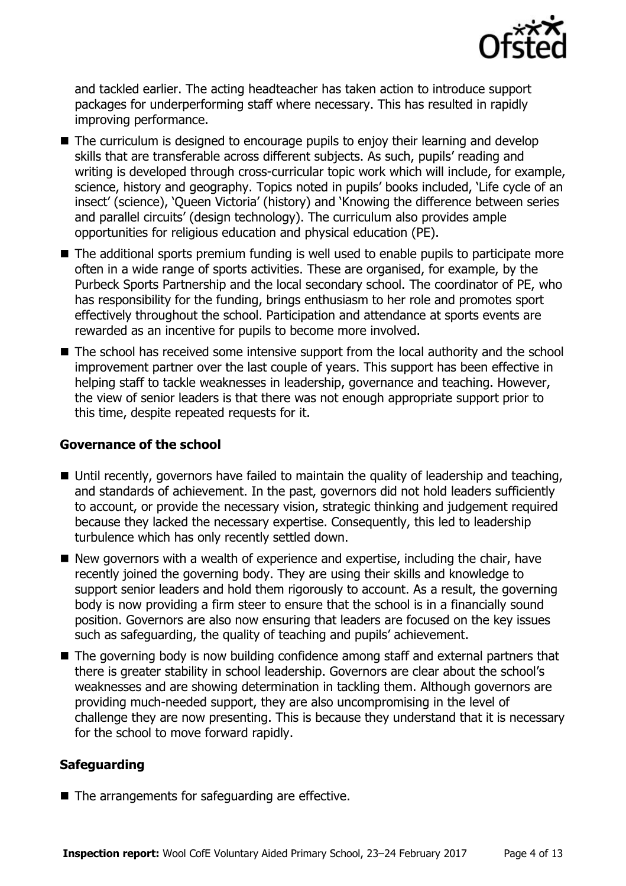and tackled earlier. The acting headteacher has taken action to introduce support packages for underperforming staff where necessary. This has resulted in rapidly improving performance.

- The curriculum is designed to encourage pupils to enjoy their learning and develop skills that are transferable across different subjects. As such, pupils' reading and writing is developed through cross-curricular topic work which will include, for example, science, history and geography. Topics noted in pupils' books included, 'Life cycle of an insect' (science), 'Queen Victoria' (history) and 'Knowing the difference between series and parallel circuits' (design technology). The curriculum also provides ample opportunities for religious education and physical education (PE).
- The additional sports premium funding is well used to enable pupils to participate more often in a wide range of sports activities. These are organised, for example, by the Purbeck Sports Partnership and the local secondary school. The coordinator of PE, who has responsibility for the funding, brings enthusiasm to her role and promotes sport effectively throughout the school. Participation and attendance at sports events are rewarded as an incentive for pupils to become more involved.
- The school has received some intensive support from the local authority and the school improvement partner over the last couple of years. This support has been effective in helping staff to tackle weaknesses in leadership, governance and teaching. However, the view of senior leaders is that there was not enough appropriate support prior to this time, despite repeated requests for it.

### Governance of the school

- Until recently, governors have failed to maintain the quality of leadership and teaching, and standards of achievement. In the past, governors did not hold leaders sufficiently to account, or provide the necessary vision, strategic thinking and judgement required because they lacked the necessary expertise. Consequently, this led to leadership turbulence which has only recently settled down.
- New governors with a wealth of experience and expertise, including the chair, have recently joined the governing body. They are using their skills and knowledge to support senior leaders and hold them rigorously to account. As a result, the governing body is now providing a firm steer to ensure that the school is in a financially sound position. Governors are also now ensuring that leaders are focused on the key issues such as safeguarding, the quality of teaching and pupils' achievement.
- The governing body is now building confidence among staff and external partners that there is greater stability in school leadership. Governors are clear about the school's weaknesses and are showing determination in tackling them. Although governors are providing much-needed support, they are also uncompromising in the level of challenge they are now presenting. This is because they understand that it is necessary for the school to move forward rapidly.

### Safeguarding

- The arrangements for safeguarding are effective.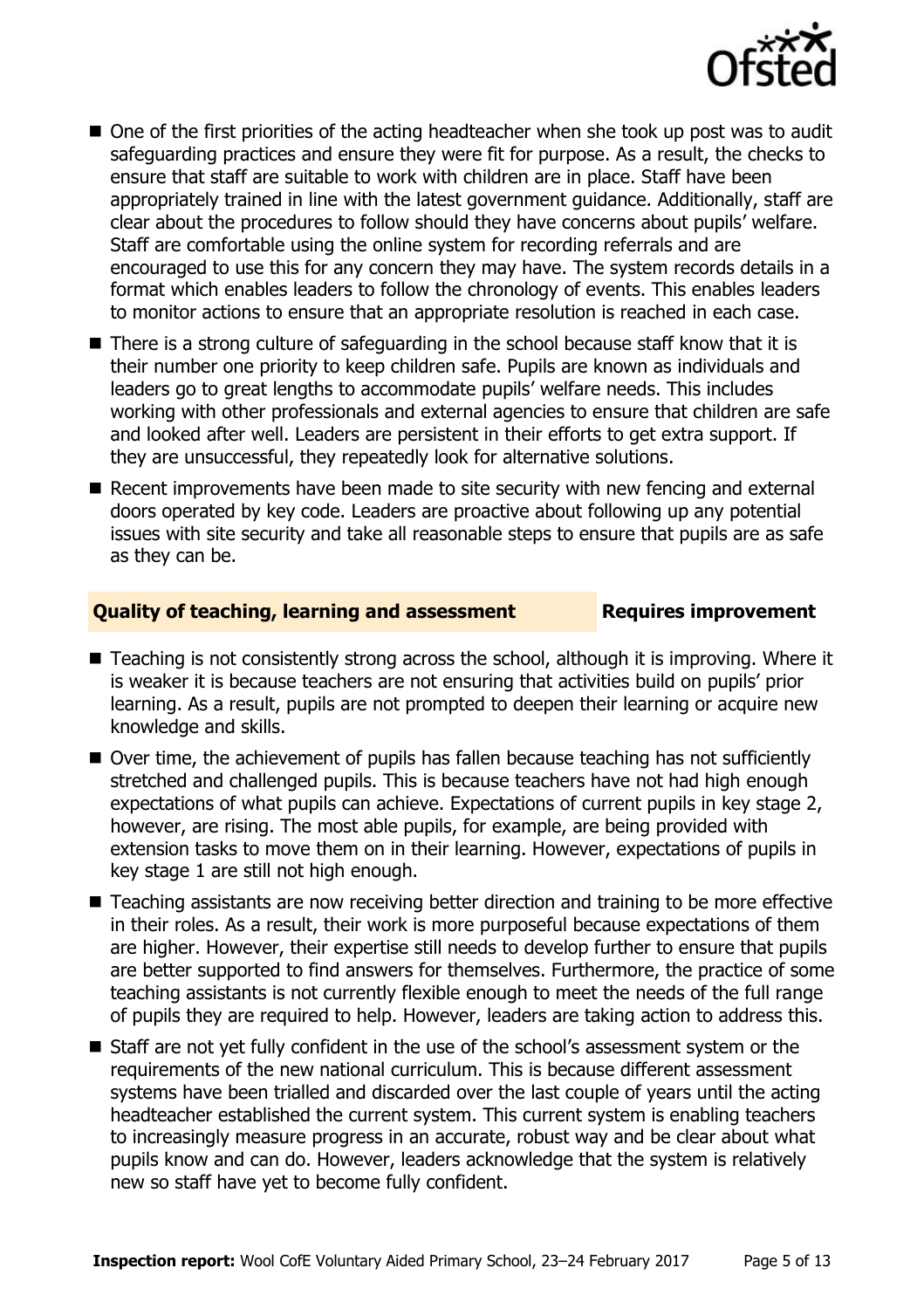- One of the first priorities of the acting headteacher when she took up post was to audit safeguarding practices and ensure they were fit for purpose. As a result, the checks to ensure that staff are suitable to work with children are in place. Staff have been appropriately trained in line with the latest government guidance. Additionally, staff are clear about the procedures to follow should they have concerns about pupils' welfare. Staff are comfortable using the online system for recording referrals and are encouraged to use this for any concern they may have. The system records details in a format which enables leaders to follow the chronology of events. This enables leaders to monitor actions to ensure that an appropriate resolution is reached in each case.
- There is a strong culture of safeguarding in the school because staff know that it is their number one priority to keep children safe. Pupils are known as individuals and leaders go to great lengths to accommodate pupils' welfare needs. This includes working with other professionals and external agencies to ensure that children are safe and looked after well. Leaders are persistent in their efforts to get extra support. If they are unsuccessful, they repeatedly look for alternative solutions.
- Recent improvements have been made to site security with new fencing and external doors operated by key code. Leaders are proactive about following up any potential issues with site security and take all reasonable steps to ensure that pupils are as safe as they can be.

## Quality of teaching, learning and assessment — Requires improvement

- Teaching is not consistently strong across the school, although it is improving. Where it is weaker it is because teachers are not ensuring that activities build on pupils' prior learning. As a result, pupils are not prompted to deepen their learning or acquire new knowledge and skills.
- Over time, the achievement of pupils has fallen because teaching has not sufficiently stretched and challenged pupils. This is because teachers have not had high enough expectations of what pupils can achieve. Expectations of current pupils in key stage 2, however, are rising. The most able pupils, for example, are being provided with extension tasks to move them on in their learning. However, expectations of pupils in key stage 1 are still not high enough.
- Teaching assistants are now receiving better direction and training to be more effective in their roles. As a result, their work is more purposeful because expectations of them are higher. However, their expertise still needs to develop further to ensure that pupils are better supported to find answers for themselves. Furthermore, the practice of some teaching assistants is not currently flexible enough to meet the needs of the full range of pupils they are required to help. However, leaders are taking action to address this.
- Staff are not yet fully confident in the use of the school's assessment system or the requirements of the new national curriculum. This is because different assessment systems have been trialled and discarded over the last couple of years until the acting headteacher established the current system. This current system is enabling teachers to increasingly measure progress in an accurate, robust way and be clear about what pupils know and can do. However, leaders acknowledge that the system is relatively new so staff have yet to become fully confident.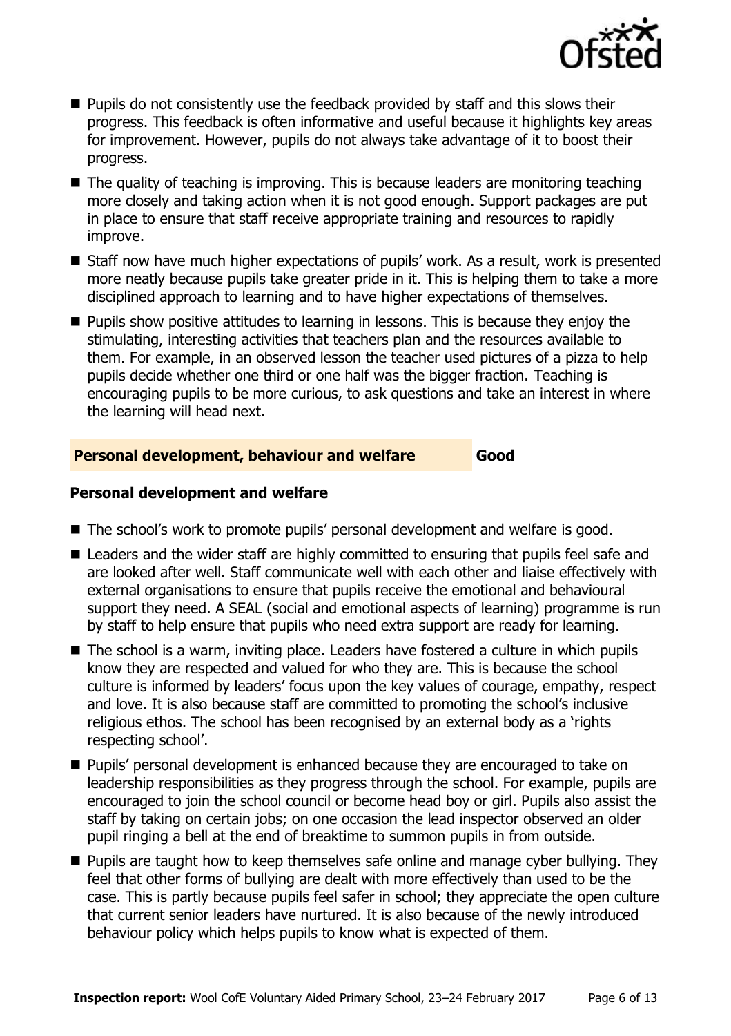- Pupils do not consistently use the feedback provided by staff and this slows their progress. This feedback is often informative and useful because it highlights key areas for improvement. However, pupils do not always take advantage of it to boost their progress.
- The quality of teaching is improving. This is because leaders are monitoring teaching more closely and taking action when it is not good enough. Support packages are put in place to ensure that staff receive appropriate training and resources to rapidly improve.
- Staff now have much higher expectations of pupils' work. As a result, work is presented more neatly because pupils take greater pride in it. This is helping them to take a more disciplined approach to learning and to have higher expectations of themselves.
- Pupils show positive attitudes to learning in lessons. This is because they enjoy the stimulating, interesting activities that teachers plan and the resources available to them. For example, in an observed lesson the teacher used pictures of a pizza to help pupils decide whether one third or one half was the bigger fraction. Teaching is encouraging pupils to be more curious, to ask questions and take an interest in where the learning will head next.

## Personal development, behaviour and welfare — Good

### Personal development and welfare

- The school's work to promote pupils' personal development and welfare is good.
- Leaders and the wider staff are highly committed to ensuring that pupils feel safe and are looked after well. Staff communicate well with each other and liaise effectively with external organisations to ensure that pupils receive the emotional and behavioural support they need. A SEAL (social and emotional aspects of learning) programme is run by staff to help ensure that pupils who need extra support are ready for learning.
- The school is a warm, inviting place. Leaders have fostered a culture in which pupils know they are respected and valued for who they are. This is because the school culture is informed by leaders' focus upon the key values of courage, empathy, respect and love. It is also because staff are committed to promoting the school's inclusive religious ethos. The school has been recognised by an external body as a 'rights respecting school'.
- Pupils' personal development is enhanced because they are encouraged to take on leadership responsibilities as they progress through the school. For example, pupils are encouraged to join the school council or become head boy or girl. Pupils also assist the staff by taking on certain jobs; on one occasion the lead inspector observed an older pupil ringing a bell at the end of breaktime to summon pupils in from outside.
- Pupils are taught how to keep themselves safe online and manage cyber bullying. They feel that other forms of bullying are dealt with more effectively than used to be the case. This is partly because pupils feel safer in school; they appreciate the open culture that current senior leaders have nurtured. It is also because of the newly introduced behaviour policy which helps pupils to know what is expected of them.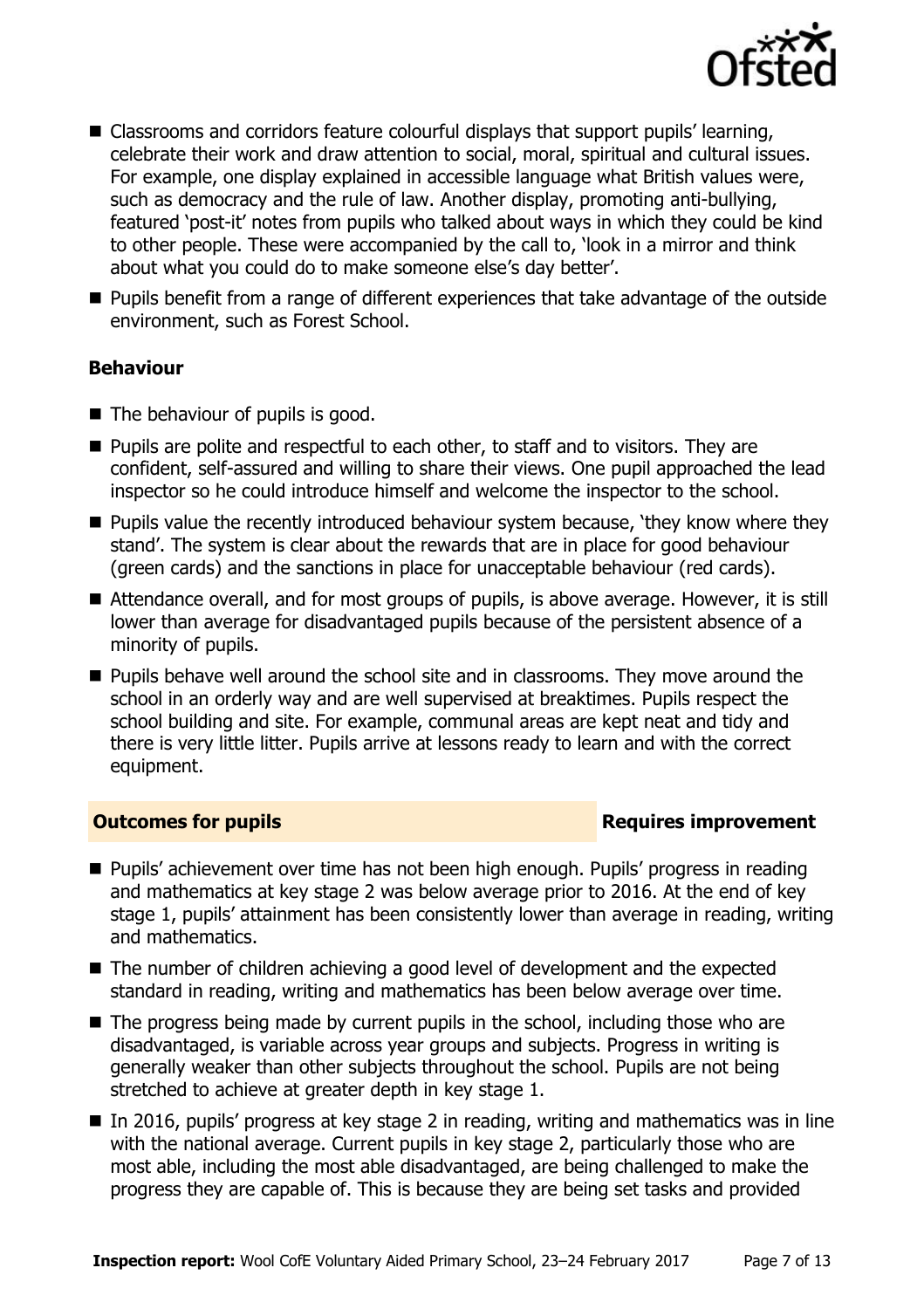- Classrooms and corridors feature colourful displays that support pupils' learning, celebrate their work and draw attention to social, moral, spiritual and cultural issues. For example, one display explained in accessible language what British values were, such as democracy and the rule of law. Another display, promoting anti-bullying, featured 'post-it' notes from pupils who talked about ways in which they could be kind to other people. These were accompanied by the call to, 'look in a mirror and think about what you could do to make someone else's day better'.
- Pupils benefit from a range of different experiences that take advantage of the outside environment, such as Forest School.

### Behaviour

- The behaviour of pupils is good.
- Pupils are polite and respectful to each other, to staff and to visitors. They are confident, self-assured and willing to share their views. One pupil approached the lead inspector so he could introduce himself and welcome the inspector to the school.
- Pupils value the recently introduced behaviour system because, 'they know where they stand'. The system is clear about the rewards that are in place for good behaviour (green cards) and the sanctions in place for unacceptable behaviour (red cards).
- Attendance overall, and for most groups of pupils, is above average. However, it is still lower than average for disadvantaged pupils because of the persistent absence of a minority of pupils.
- Pupils behave well around the school site and in classrooms. They move around the school in an orderly way and are well supervised at breaktimes. Pupils respect the school building and site. For example, communal areas are kept neat and tidy and there is very little litter. Pupils arrive at lessons ready to learn and with the correct equipment.

## Outcomes for pupils — Requires improvement

- Pupils' achievement over time has not been high enough. Pupils' progress in reading and mathematics at key stage 2 was below average prior to 2016. At the end of key stage 1, pupils' attainment has been consistently lower than average in reading, writing and mathematics.
- The number of children achieving a good level of development and the expected standard in reading, writing and mathematics has been below average over time.
- The progress being made by current pupils in the school, including those who are disadvantaged, is variable across year groups and subjects. Progress in writing is generally weaker than other subjects throughout the school. Pupils are not being stretched to achieve at greater depth in key stage 1.
- In 2016, pupils' progress at key stage 2 in reading, writing and mathematics was in line with the national average. Current pupils in key stage 2, particularly those who are most able, including the most able disadvantaged, are being challenged to make the progress they are capable of. This is because they are being set tasks and provided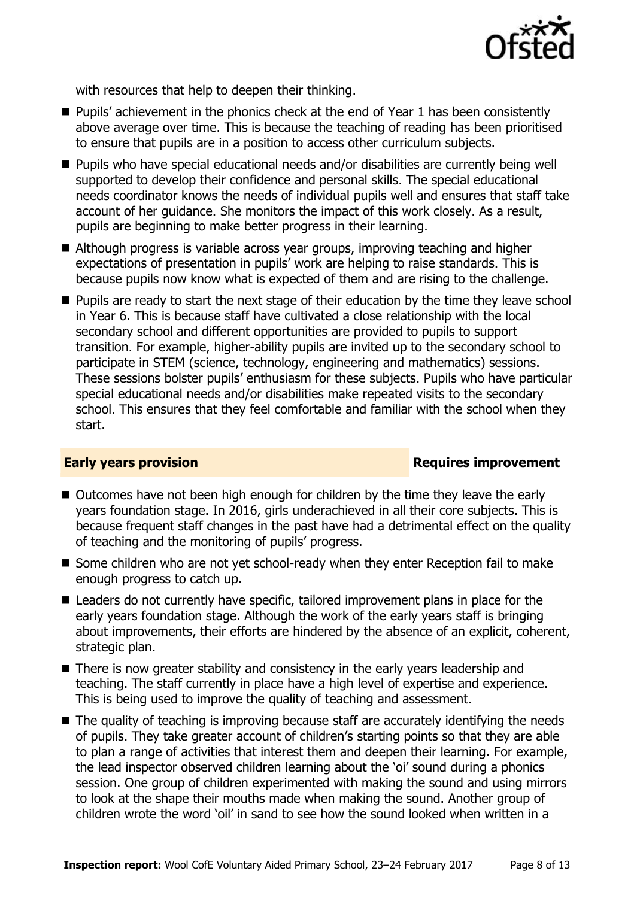with resources that help to deepen their thinking.

- Pupils' achievement in the phonics check at the end of Year 1 has been consistently above average over time. This is because the teaching of reading has been prioritised to ensure that pupils are in a position to access other curriculum subjects.
- Pupils who have special educational needs and/or disabilities are currently being well supported to develop their confidence and personal skills. The special educational needs coordinator knows the needs of individual pupils well and ensures that staff take account of her guidance. She monitors the impact of this work closely. As a result, pupils are beginning to make better progress in their learning.
- Although progress is variable across year groups, improving teaching and higher expectations of presentation in pupils' work are helping to raise standards. This is because pupils now know what is expected of them and are rising to the challenge.
- Pupils are ready to start the next stage of their education by the time they leave school in Year 6. This is because staff have cultivated a close relationship with the local secondary school and different opportunities are provided to pupils to support transition. For example, higher-ability pupils are invited up to the secondary school to participate in STEM (science, technology, engineering and mathematics) sessions. These sessions bolster pupils' enthusiasm for these subjects. Pupils who have particular special educational needs and/or disabilities make repeated visits to the secondary school. This ensures that they feel comfortable and familiar with the school when they start.

## Early years provision — Requires improvement

- Outcomes have not been high enough for children by the time they leave the early years foundation stage. In 2016, girls underachieved in all their core subjects. This is because frequent staff changes in the past have had a detrimental effect on the quality of teaching and the monitoring of pupils' progress.
- Some children who are not yet school-ready when they enter Reception fail to make enough progress to catch up.
- Leaders do not currently have specific, tailored improvement plans in place for the early years foundation stage. Although the work of the early years staff is bringing about improvements, their efforts are hindered by the absence of an explicit, coherent, strategic plan.
- There is now greater stability and consistency in the early years leadership and teaching. The staff currently in place have a high level of expertise and experience. This is being used to improve the quality of teaching and assessment.
- The quality of teaching is improving because staff are accurately identifying the needs of pupils. They take greater account of children's starting points so that they are able to plan a range of activities that interest them and deepen their learning. For example, the lead inspector observed children learning about the 'oi' sound during a phonics session. One group of children experimented with making the sound and using mirrors to look at the shape their mouths made when making the sound. Another group of children wrote the word 'oil' in sand to see how the sound looked when written in a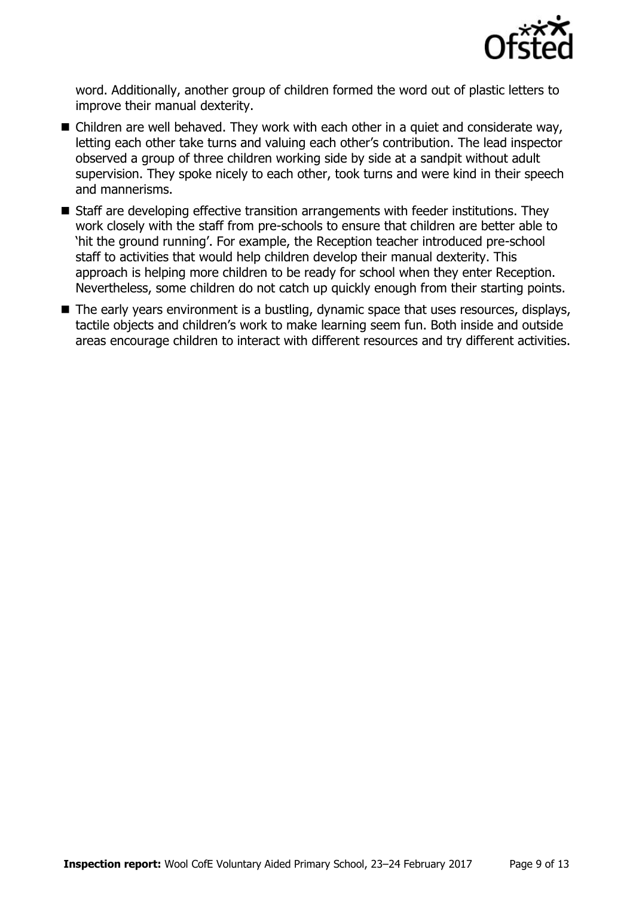word. Additionally, another group of children formed the word out of plastic letters to improve their manual dexterity.

- Children are well behaved. They work with each other in a quiet and considerate way, letting each other take turns and valuing each other's contribution. The lead inspector observed a group of three children working side by side at a sandpit without adult supervision. They spoke nicely to each other, took turns and were kind in their speech and mannerisms.
- Staff are developing effective transition arrangements with feeder institutions. They work closely with the staff from pre-schools to ensure that children are better able to 'hit the ground running'. For example, the Reception teacher introduced pre-school staff to activities that would help children develop their manual dexterity. This approach is helping more children to be ready for school when they enter Reception. Nevertheless, some children do not catch up quickly enough from their starting points.
- The early years environment is a bustling, dynamic space that uses resources, displays, tactile objects and children's work to make learning seem fun. Both inside and outside areas encourage children to interact with different resources and try different activities.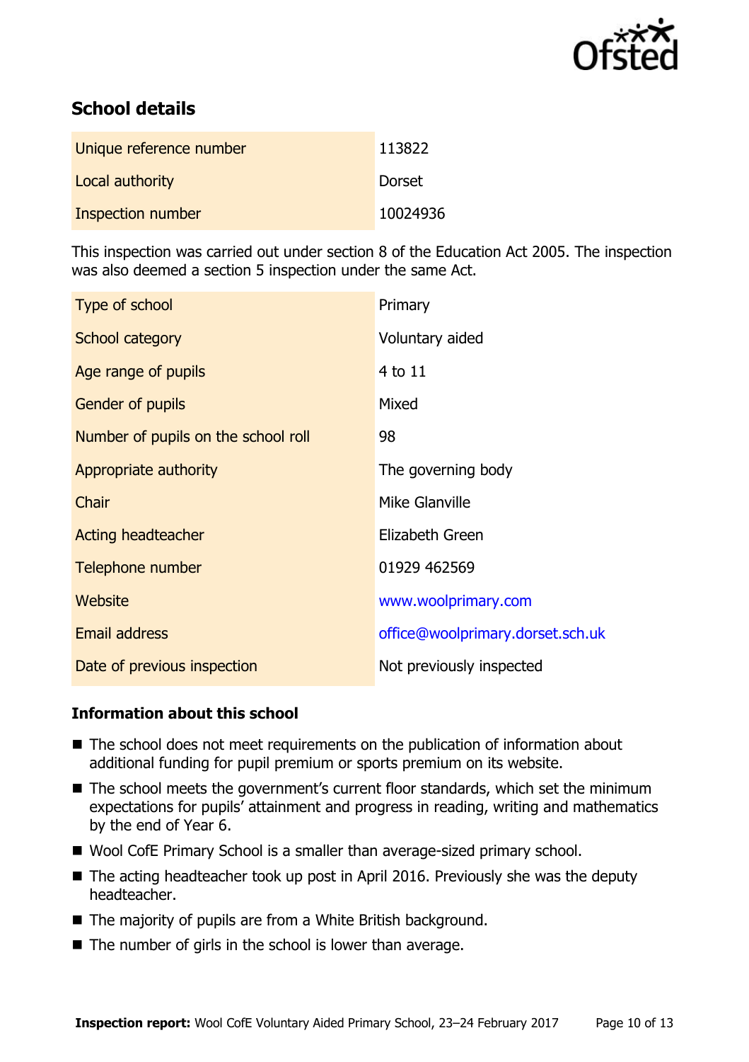## School details

| | |
|---|---|
| Unique reference number | 113822 |
| Local authority | Dorset |
| Inspection number | 10024936 |

This inspection was carried out under section 8 of the Education Act 2005. The inspection was also deemed a section 5 inspection under the same Act.

| | |
|---|---|
| Type of school | Primary |
| School category | Voluntary aided |
| Age range of pupils | 4 to 11 |
| Gender of pupils | Mixed |
| Number of pupils on the school roll | 98 |
| Appropriate authority | The governing body |
| Chair | Mike Glanville |
| Acting headteacher | Elizabeth Green |
| Telephone number | 01929 462569 |
| Website | www.woolprimary.com |
| Email address | office@woolprimary.dorset.sch.uk |
| Date of previous inspection | Not previously inspected |

### Information about this school

- The school does not meet requirements on the publication of information about additional funding for pupil premium or sports premium on its website.
- The school meets the government's current floor standards, which set the minimum expectations for pupils' attainment and progress in reading, writing and mathematics by the end of Year 6.
- Wool CofE Primary School is a smaller than average-sized primary school.
- The acting headteacher took up post in April 2016. Previously she was the deputy headteacher.
- The majority of pupils are from a White British background.
- The number of girls in the school is lower than average.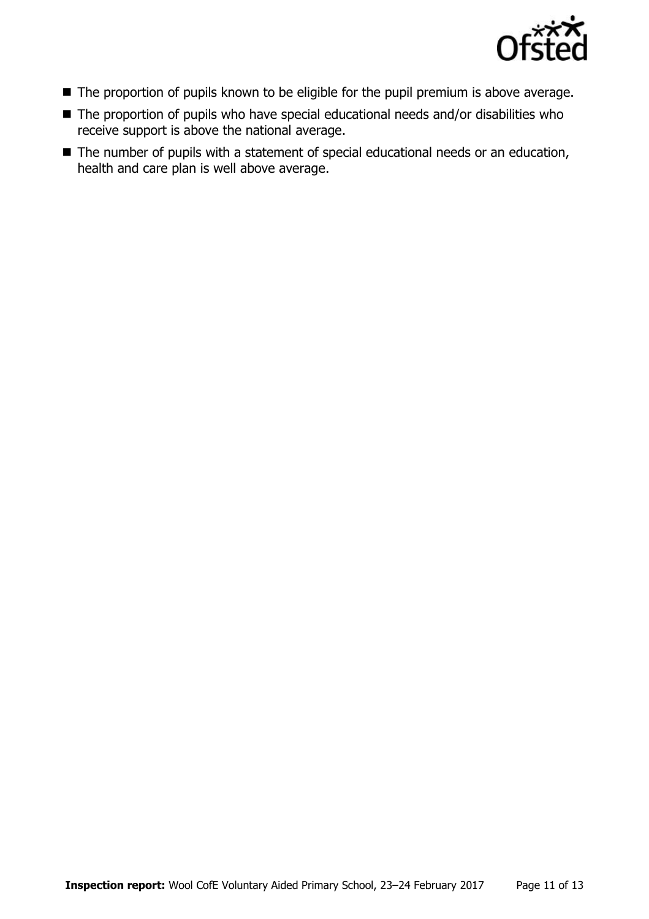- The proportion of pupils known to be eligible for the pupil premium is above average.
- The proportion of pupils who have special educational needs and/or disabilities who receive support is above the national average.
- The number of pupils with a statement of special educational needs or an education, health and care plan is well above average.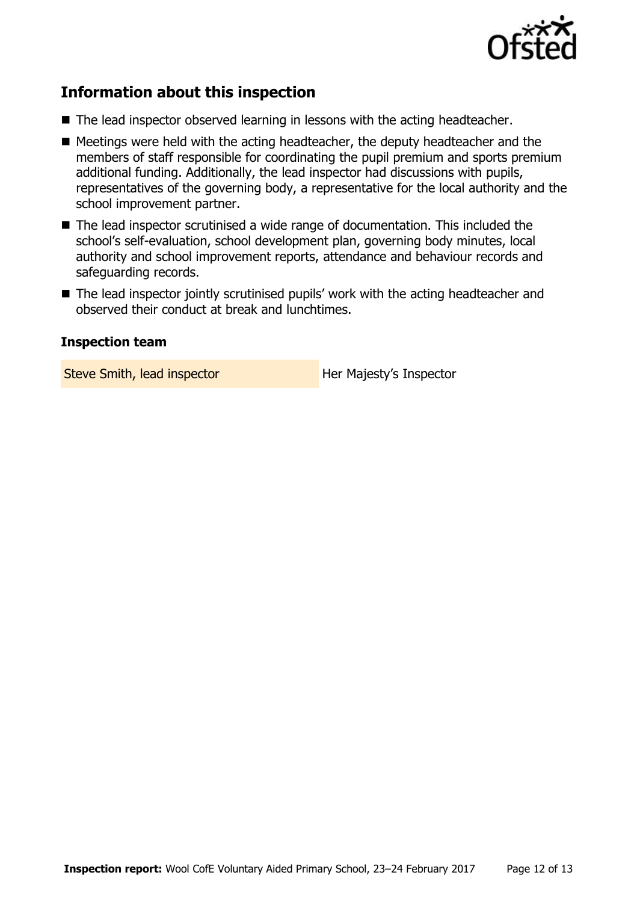## Information about this inspection

- The lead inspector observed learning in lessons with the acting headteacher.
- Meetings were held with the acting headteacher, the deputy headteacher and the members of staff responsible for coordinating the pupil premium and sports premium additional funding. Additionally, the lead inspector had discussions with pupils, representatives of the governing body, a representative for the local authority and the school improvement partner.
- The lead inspector scrutinised a wide range of documentation. This included the school's self-evaluation, school development plan, governing body minutes, local authority and school improvement reports, attendance and behaviour records and safeguarding records.
- The lead inspector jointly scrutinised pupils' work with the acting headteacher and observed their conduct at break and lunchtimes.

### Inspection team

| | |
|---|---|
| Steve Smith, lead inspector | Her Majesty's Inspector |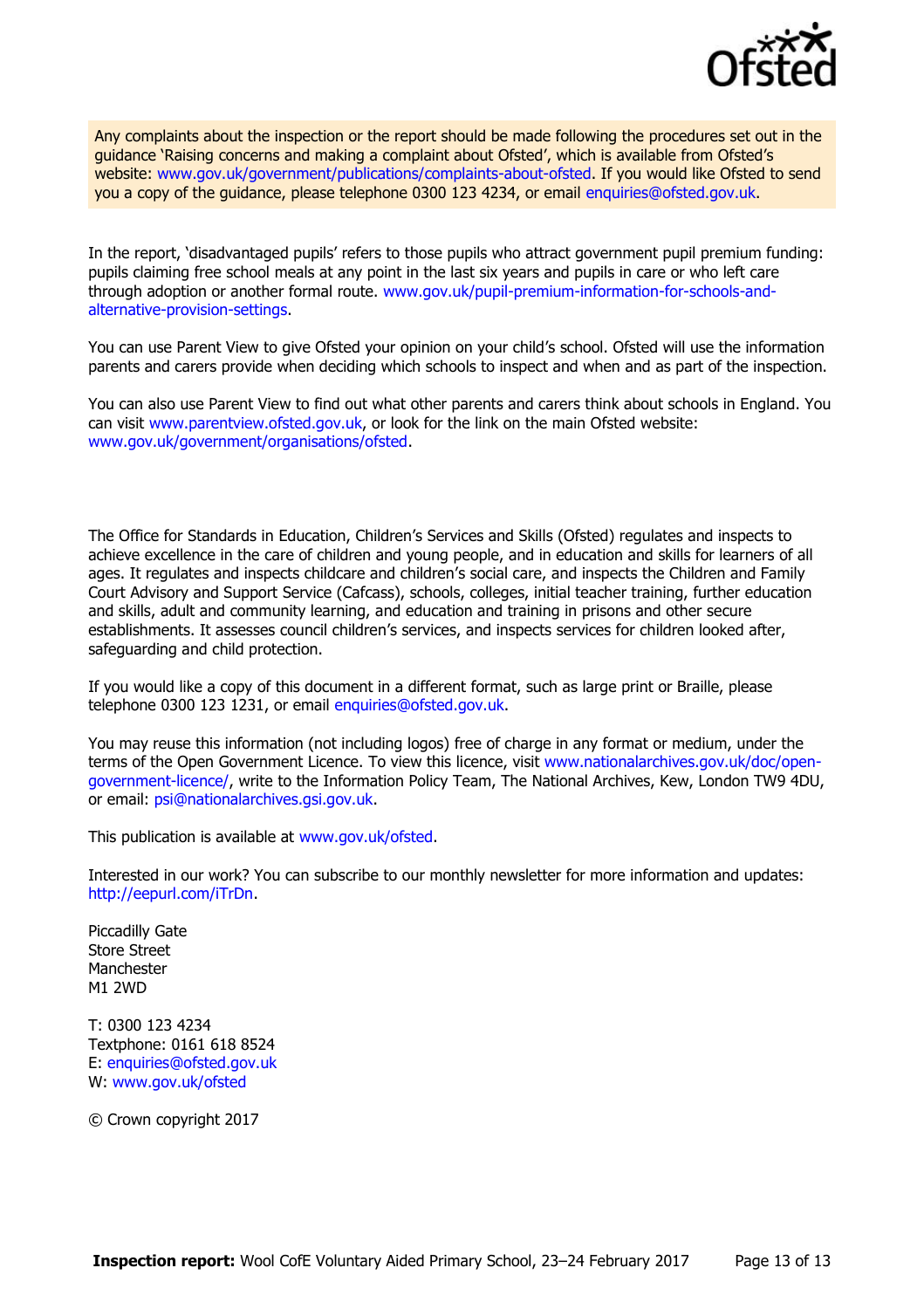Any complaints about the inspection or the report should be made following the procedures set out in the guidance 'Raising concerns and making a complaint about Ofsted', which is available from Ofsted's website: www.gov.uk/government/publications/complaints-about-ofsted. If you would like Ofsted to send you a copy of the guidance, please telephone 0300 123 4234, or email enquiries@ofsted.gov.uk.

In the report, 'disadvantaged pupils' refers to those pupils who attract government pupil premium funding: pupils claiming free school meals at any point in the last six years and pupils in care or who left care through adoption or another formal route. www.gov.uk/pupil-premium-information-for-schools-and-alternative-provision-settings.

You can use Parent View to give Ofsted your opinion on your child's school. Ofsted will use the information parents and carers provide when deciding which schools to inspect and when and as part of the inspection.

You can also use Parent View to find out what other parents and carers think about schools in England. You can visit www.parentview.ofsted.gov.uk, or look for the link on the main Ofsted website: www.gov.uk/government/organisations/ofsted.

The Office for Standards in Education, Children's Services and Skills (Ofsted) regulates and inspects to achieve excellence in the care of children and young people, and in education and skills for learners of all ages. It regulates and inspects childcare and children's social care, and inspects the Children and Family Court Advisory and Support Service (Cafcass), schools, colleges, initial teacher training, further education and skills, adult and community learning, and education and training in prisons and other secure establishments. It assesses council children's services, and inspects services for children looked after, safeguarding and child protection.

If you would like a copy of this document in a different format, such as large print or Braille, please telephone 0300 123 1231, or email enquiries@ofsted.gov.uk.

You may reuse this information (not including logos) free of charge in any format or medium, under the terms of the Open Government Licence. To view this licence, visit www.nationalarchives.gov.uk/doc/open-government-licence/, write to the Information Policy Team, The National Archives, Kew, London TW9 4DU, or email: psi@nationalarchives.gsi.gov.uk.

This publication is available at www.gov.uk/ofsted.

Interested in our work? You can subscribe to our monthly newsletter for more information and updates: http://eepurl.com/iTrDn.

Piccadilly Gate
Store Street
Manchester
M1 2WD

T: 0300 123 4234
Textphone: 0161 618 8524
E: enquiries@ofsted.gov.uk
W: www.gov.uk/ofsted

© Crown copyright 2017